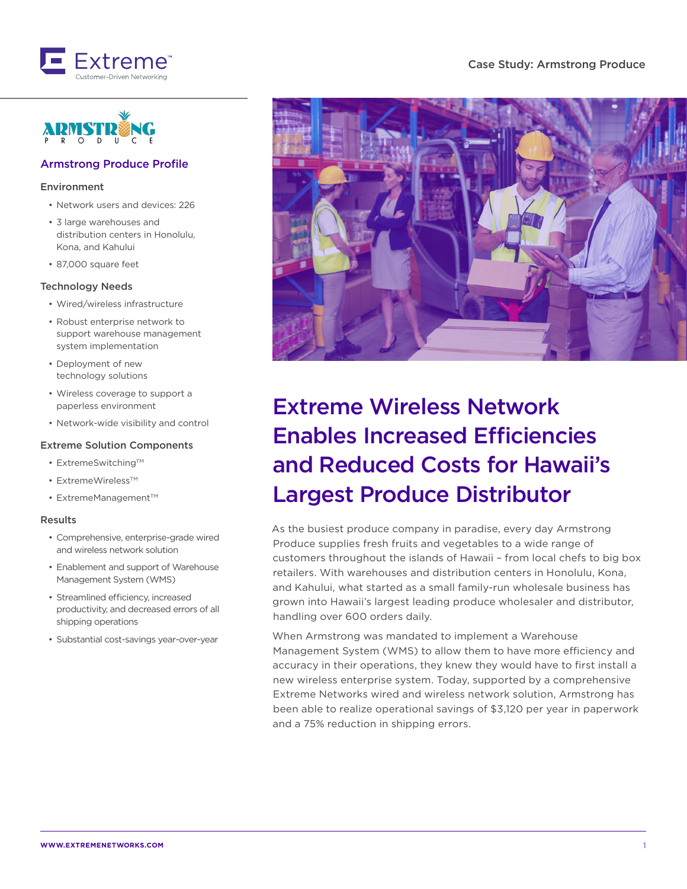# Extreme Wireless Network Enables Increased Efficiencies and Reduced Costs for Hawaii's Largest Produce Distributor

## Armstrong Produce Profile

### Environment

- Network users and devices: 226
- 3 large warehouses and distribution centers in Honolulu, Kona, and Kahului
- 87,000 square feet

### Technology Needs

- Wired/wireless infrastructure
- Robust enterprise network to support warehouse management system implementation
- Deployment of new technology solutions
- Wireless coverage to support a paperless environment
- Network-wide visibility and control

### Extreme Solution Components

- ExtremeSwitching™
- ExtremeWireless™
- ExtremeManagement™

### Results

- Comprehensive, enterprise-grade wired and wireless network solution
- Enablement and support of Warehouse Management System (WMS)
- Streamlined efficiency, increased productivity, and decreased errors of all shipping operations
- Substantial cost-savings year-over-year

As the busiest produce company in paradise, every day Armstrong Produce supplies fresh fruits and vegetables to a wide range of customers throughout the islands of Hawaii – from local chefs to big box retailers. With warehouses and distribution centers in Honolulu, Kona, and Kahului, what started as a small family-run wholesale business has grown into Hawaii's largest leading produce wholesaler and distributor, handling over 600 orders daily.

When Armstrong was mandated to implement a Warehouse Management System (WMS) to allow them to have more efficiency and accuracy in their operations, they knew they would have to first install a new wireless enterprise system. Today, supported by a comprehensive Extreme Networks wired and wireless network solution, Armstrong has been able to realize operational savings of $3,120 per year in paperwork and a 75% reduction in shipping errors.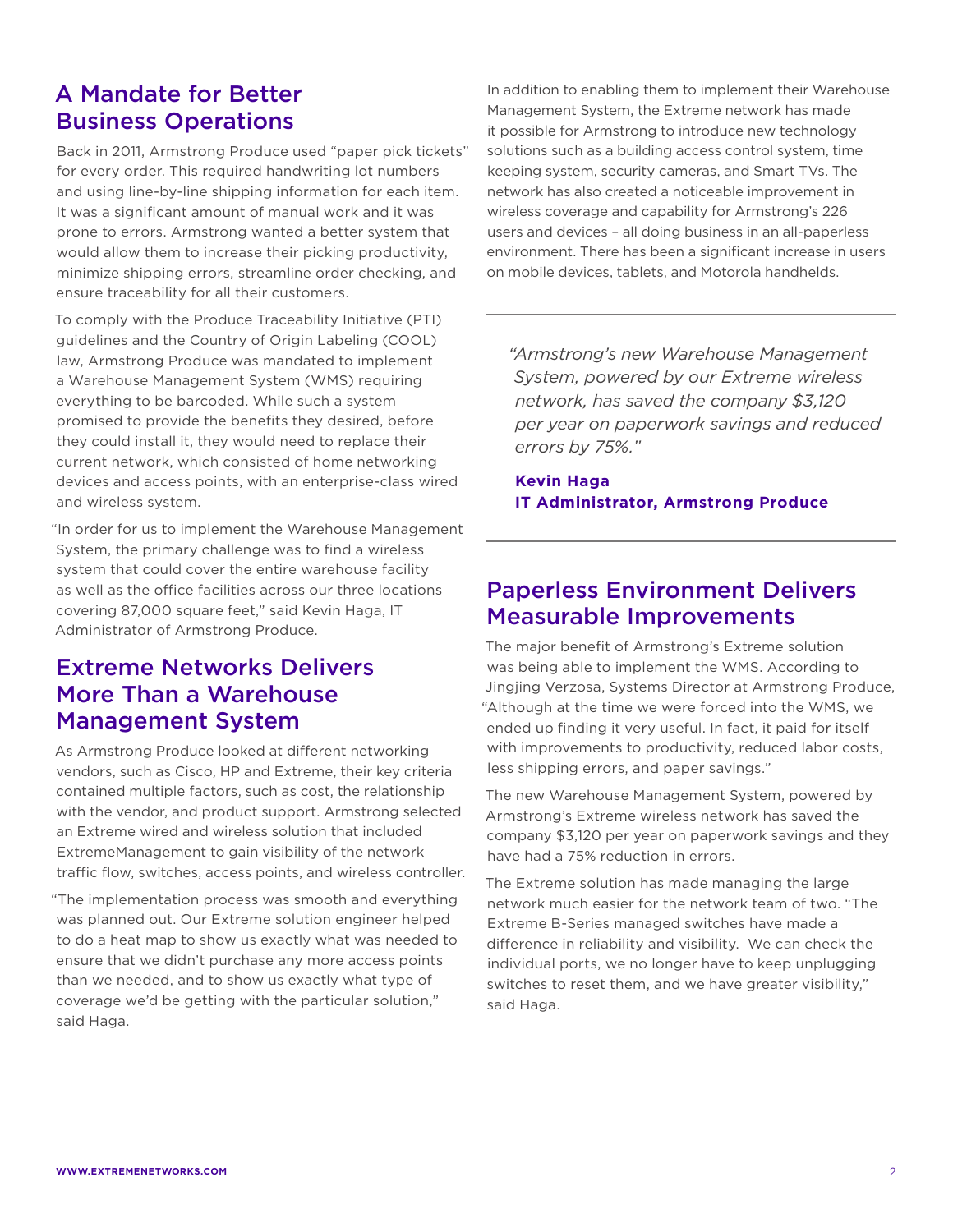## A Mandate for Better Business Operations

Back in 2011, Armstrong Produce used "paper pick tickets" for every order. This required handwriting lot numbers and using line-by-line shipping information for each item. It was a significant amount of manual work and it was prone to errors. Armstrong wanted a better system that would allow them to increase their picking productivity, minimize shipping errors, streamline order checking, and ensure traceability for all their customers.

To comply with the Produce Traceability Initiative (PTI) guidelines and the Country of Origin Labeling (COOL) law, Armstrong Produce was mandated to implement a Warehouse Management System (WMS) requiring everything to be barcoded. While such a system promised to provide the benefits they desired, before they could install it, they would need to replace their current network, which consisted of home networking devices and access points, with an enterprise-class wired and wireless system.

"In order for us to implement the Warehouse Management System, the primary challenge was to find a wireless system that could cover the entire warehouse facility as well as the office facilities across our three locations covering 87,000 square feet," said Kevin Haga, IT Administrator of Armstrong Produce.

## Extreme Networks Delivers More Than a Warehouse Management System

As Armstrong Produce looked at different networking vendors, such as Cisco, HP and Extreme, their key criteria contained multiple factors, such as cost, the relationship with the vendor, and product support. Armstrong selected an Extreme wired and wireless solution that included ExtremeManagement to gain visibility of the network traffic flow, switches, access points, and wireless controller.

"The implementation process was smooth and everything was planned out. Our Extreme solution engineer helped to do a heat map to show us exactly what was needed to ensure that we didn't purchase any more access points than we needed, and to show us exactly what type of coverage we'd be getting with the particular solution," said Haga.

In addition to enabling them to implement their Warehouse Management System, the Extreme network has made it possible for Armstrong to introduce new technology solutions such as a building access control system, time keeping system, security cameras, and Smart TVs. The network has also created a noticeable improvement in wireless coverage and capability for Armstrong's 226 users and devices – all doing business in an all-paperless environment. There has been a significant increase in users on mobile devices, tablets, and Motorola handhelds.

> *"Armstrong's new Warehouse Management System, powered by our Extreme wireless network, has saved the company $3,120 per year on paperwork savings and reduced errors by 75%."*
>
> **Kevin Haga**
> **IT Administrator, Armstrong Produce**

## Paperless Environment Delivers Measurable Improvements

The major benefit of Armstrong's Extreme solution was being able to implement the WMS. According to Jingjing Verzosa, Systems Director at Armstrong Produce, "Although at the time we were forced into the WMS, we ended up finding it very useful. In fact, it paid for itself with improvements to productivity, reduced labor costs, less shipping errors, and paper savings."

The new Warehouse Management System, powered by Armstrong's Extreme wireless network has saved the company $3,120 per year on paperwork savings and they have had a 75% reduction in errors.

The Extreme solution has made managing the large network much easier for the network team of two. "The Extreme B-Series managed switches have made a difference in reliability and visibility. We can check the individual ports, we no longer have to keep unplugging switches to reset them, and we have greater visibility," said Haga.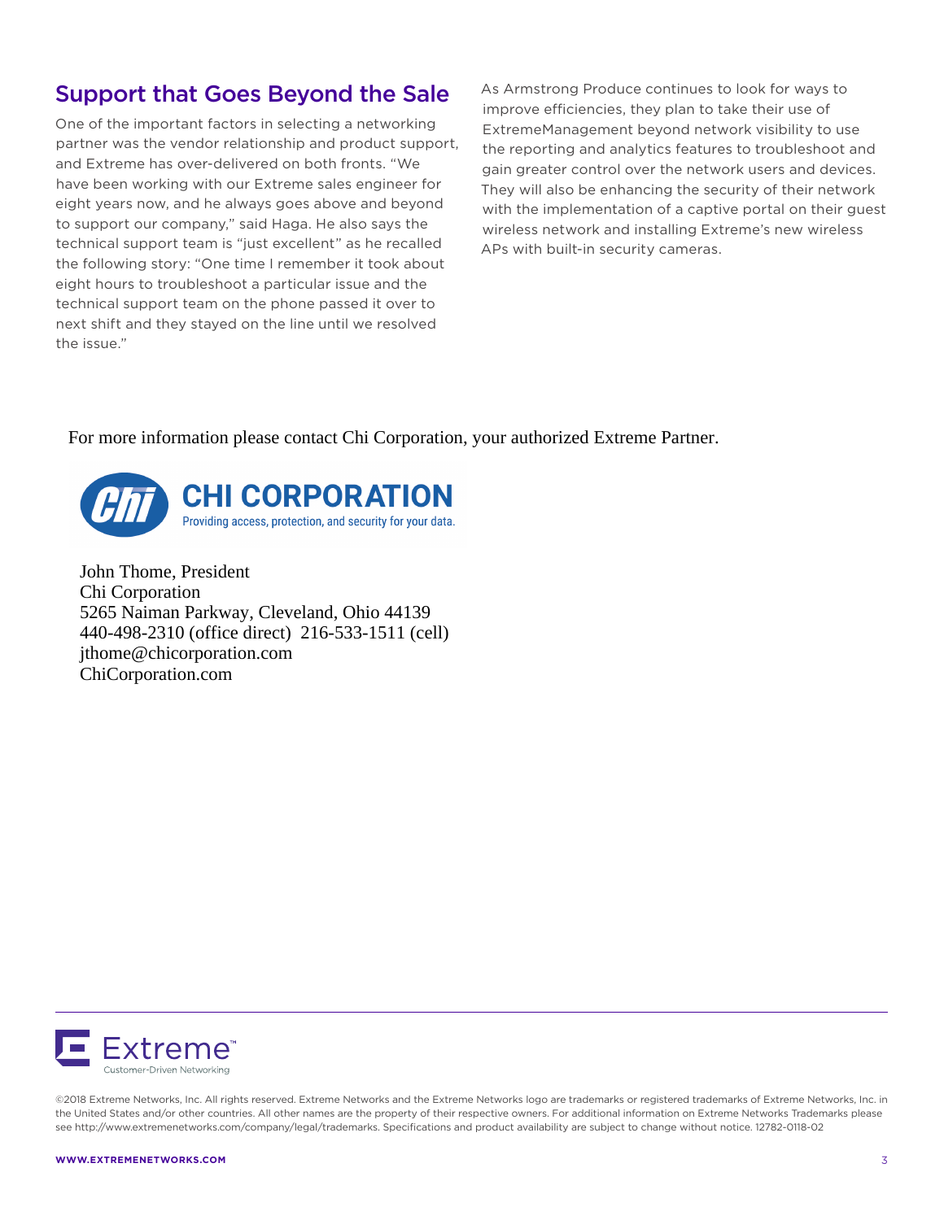## Support that Goes Beyond the Sale

One of the important factors in selecting a networking partner was the vendor relationship and product support, and Extreme has over-delivered on both fronts. “We have been working with our Extreme sales engineer for eight years now, and he always goes above and beyond to support our company,” said Haga. He also says the technical support team is “just excellent” as he recalled the following story: “One time I remember it took about eight hours to troubleshoot a particular issue and the technical support team on the phone passed it over to next shift and they stayed on the line until we resolved the issue.”

As Armstrong Produce continues to look for ways to improve efficiencies, they plan to take their use of ExtremeManagement beyond network visibility to use the reporting and analytics features to troubleshoot and gain greater control over the network users and devices. They will also be enhancing the security of their network with the implementation of a captive portal on their guest wireless network and installing Extreme’s new wireless APs with built-in security cameras.

For more information please contact Chi Corporation, your authorized Extreme Partner.

**CHI CORPORATION**
Providing access, protection, and security for your data.

John Thome, President
Chi Corporation
5265 Naiman Parkway, Cleveland, Ohio 44139
440-498-2310 (office direct) 216-533-1511 (cell)
jthome@chicorporation.com
ChiCorporation.com

Extreme™
Customer-Driven Networking

©2018 Extreme Networks, Inc. All rights reserved. Extreme Networks and the Extreme Networks logo are trademarks or registered trademarks of Extreme Networks, Inc. in the United States and/or other countries. All other names are the property of their respective owners. For additional information on Extreme Networks Trademarks please see http://www.extremenetworks.com/company/legal/trademarks. Specifications and product availability are subject to change without notice. 12782-0118-02

WWW.EXTREMENETWORKS.COM